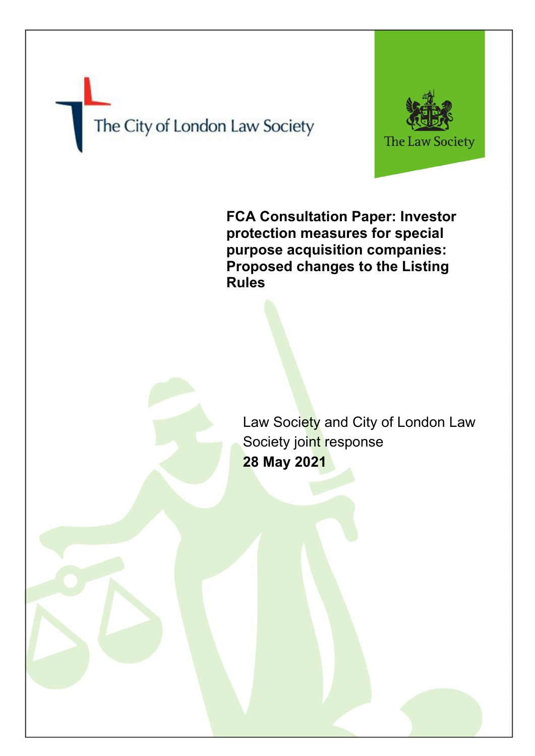The City of London Law Society

The Law Society

# FCA Consultation Paper: Investor protection measures for special purpose acquisition companies: Proposed changes to the Listing Rules

Law Society and City of London Law Society joint response

**28 May 2021**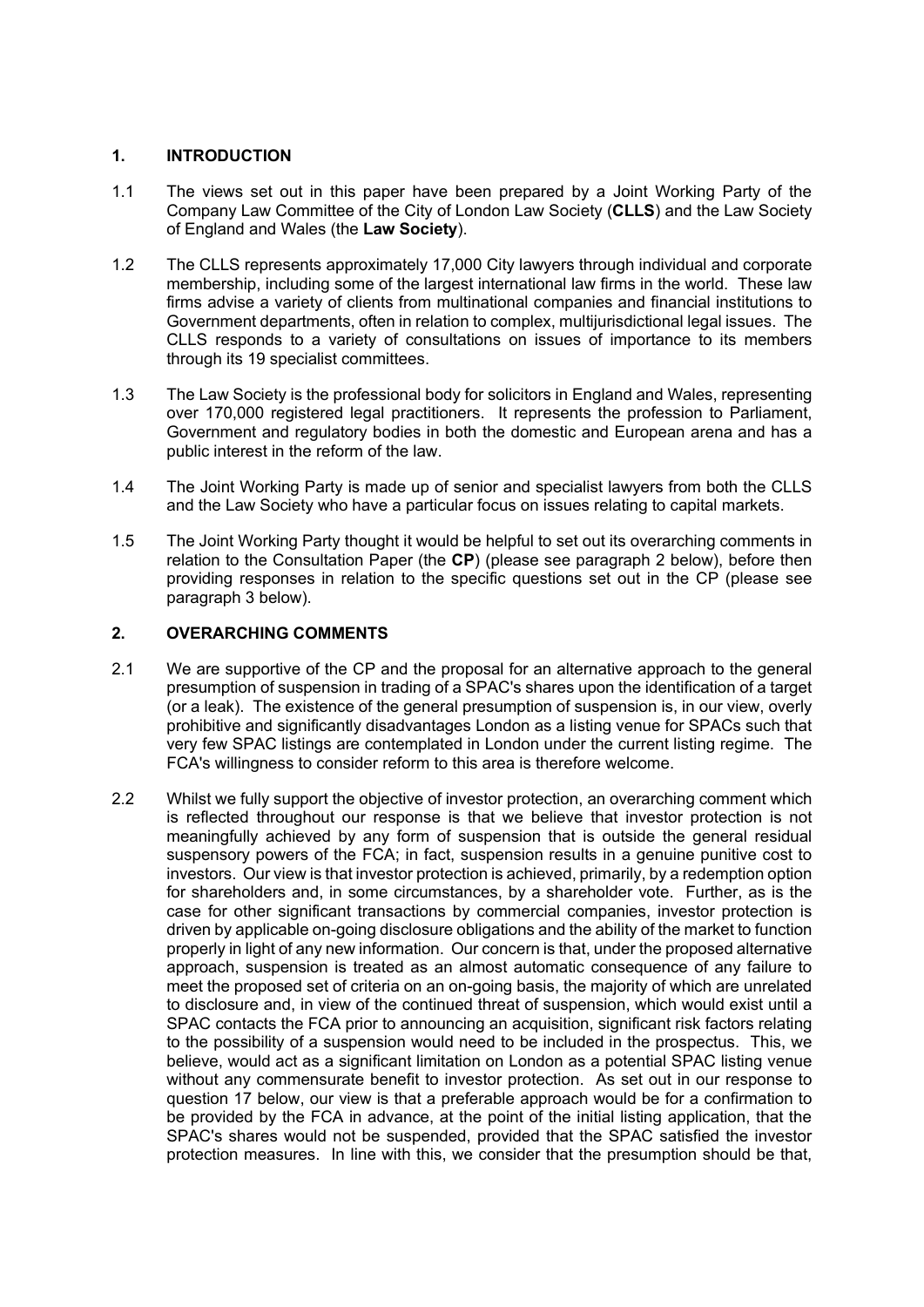## 1. INTRODUCTION

1.1 The views set out in this paper have been prepared by a Joint Working Party of the Company Law Committee of the City of London Law Society (**CLLS**) and the Law Society of England and Wales (the **Law Society**).

1.2 The CLLS represents approximately 17,000 City lawyers through individual and corporate membership, including some of the largest international law firms in the world. These law firms advise a variety of clients from multinational companies and financial institutions to Government departments, often in relation to complex, multijurisdictional legal issues. The CLLS responds to a variety of consultations on issues of importance to its members through its 19 specialist committees.

1.3 The Law Society is the professional body for solicitors in England and Wales, representing over 170,000 registered legal practitioners. It represents the profession to Parliament, Government and regulatory bodies in both the domestic and European arena and has a public interest in the reform of the law.

1.4 The Joint Working Party is made up of senior and specialist lawyers from both the CLLS and the Law Society who have a particular focus on issues relating to capital markets.

1.5 The Joint Working Party thought it would be helpful to set out its overarching comments in relation to the Consultation Paper (the **CP**) (please see paragraph 2 below), before then providing responses in relation to the specific questions set out in the CP (please see paragraph 3 below).

## 2. OVERARCHING COMMENTS

2.1 We are supportive of the CP and the proposal for an alternative approach to the general presumption of suspension in trading of a SPAC's shares upon the identification of a target (or a leak). The existence of the general presumption of suspension is, in our view, overly prohibitive and significantly disadvantages London as a listing venue for SPACs such that very few SPAC listings are contemplated in London under the current listing regime. The FCA's willingness to consider reform to this area is therefore welcome.

2.2 Whilst we fully support the objective of investor protection, an overarching comment which is reflected throughout our response is that we believe that investor protection is not meaningfully achieved by any form of suspension that is outside the general residual suspensory powers of the FCA; in fact, suspension results in a genuine punitive cost to investors. Our view is that investor protection is achieved, primarily, by a redemption option for shareholders and, in some circumstances, by a shareholder vote. Further, as is the case for other significant transactions by commercial companies, investor protection is driven by applicable on-going disclosure obligations and the ability of the market to function properly in light of any new information. Our concern is that, under the proposed alternative approach, suspension is treated as an almost automatic consequence of any failure to meet the proposed set of criteria on an on-going basis, the majority of which are unrelated to disclosure and, in view of the continued threat of suspension, which would exist until a SPAC contacts the FCA prior to announcing an acquisition, significant risk factors relating to the possibility of a suspension would need to be included in the prospectus. This, we believe, would act as a significant limitation on London as a potential SPAC listing venue without any commensurate benefit to investor protection. As set out in our response to question 17 below, our view is that a preferable approach would be for a confirmation to be provided by the FCA in advance, at the point of the initial listing application, that the SPAC's shares would not be suspended, provided that the SPAC satisfied the investor protection measures. In line with this, we consider that the presumption should be that,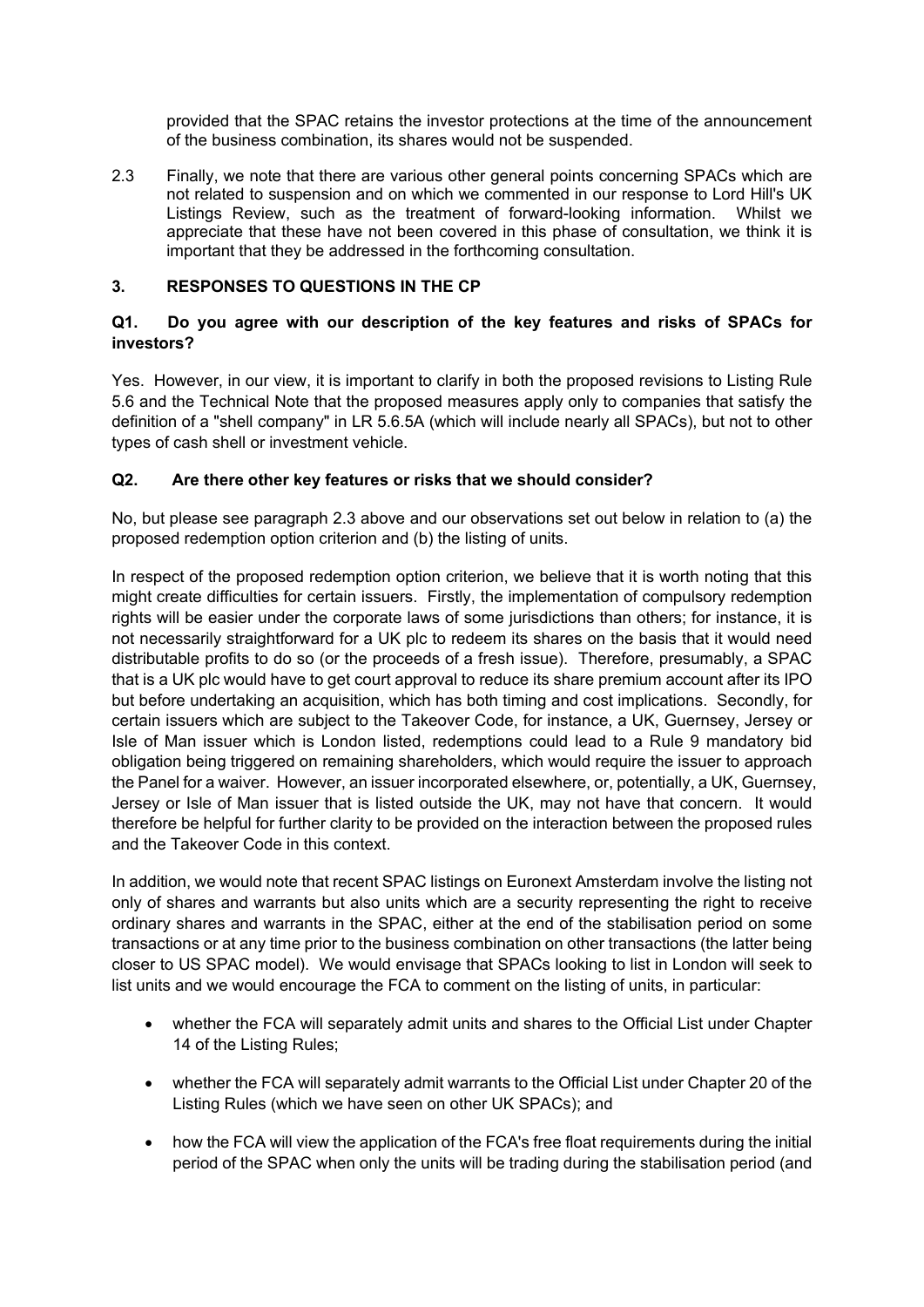provided that the SPAC retains the investor protections at the time of the announcement of the business combination, its shares would not be suspended.

2.3 Finally, we note that there are various other general points concerning SPACs which are not related to suspension and on which we commented in our response to Lord Hill's UK Listings Review, such as the treatment of forward-looking information. Whilst we appreciate that these have not been covered in this phase of consultation, we think it is important that they be addressed in the forthcoming consultation.

## 3. RESPONSES TO QUESTIONS IN THE CP

### Q1. Do you agree with our description of the key features and risks of SPACs for investors?

Yes. However, in our view, it is important to clarify in both the proposed revisions to Listing Rule 5.6 and the Technical Note that the proposed measures apply only to companies that satisfy the definition of a "shell company" in LR 5.6.5A (which will include nearly all SPACs), but not to other types of cash shell or investment vehicle.

### Q2. Are there other key features or risks that we should consider?

No, but please see paragraph 2.3 above and our observations set out below in relation to (a) the proposed redemption option criterion and (b) the listing of units.

In respect of the proposed redemption option criterion, we believe that it is worth noting that this might create difficulties for certain issuers. Firstly, the implementation of compulsory redemption rights will be easier under the corporate laws of some jurisdictions than others; for instance, it is not necessarily straightforward for a UK plc to redeem its shares on the basis that it would need distributable profits to do so (or the proceeds of a fresh issue). Therefore, presumably, a SPAC that is a UK plc would have to get court approval to reduce its share premium account after its IPO but before undertaking an acquisition, which has both timing and cost implications. Secondly, for certain issuers which are subject to the Takeover Code, for instance, a UK, Guernsey, Jersey or Isle of Man issuer which is London listed, redemptions could lead to a Rule 9 mandatory bid obligation being triggered on remaining shareholders, which would require the issuer to approach the Panel for a waiver. However, an issuer incorporated elsewhere, or, potentially, a UK, Guernsey, Jersey or Isle of Man issuer that is listed outside the UK, may not have that concern. It would therefore be helpful for further clarity to be provided on the interaction between the proposed rules and the Takeover Code in this context.

In addition, we would note that recent SPAC listings on Euronext Amsterdam involve the listing not only of shares and warrants but also units which are a security representing the right to receive ordinary shares and warrants in the SPAC, either at the end of the stabilisation period on some transactions or at any time prior to the business combination on other transactions (the latter being closer to US SPAC model). We would envisage that SPACs looking to list in London will seek to list units and we would encourage the FCA to comment on the listing of units, in particular:

- whether the FCA will separately admit units and shares to the Official List under Chapter 14 of the Listing Rules;
- whether the FCA will separately admit warrants to the Official List under Chapter 20 of the Listing Rules (which we have seen on other UK SPACs); and
- how the FCA will view the application of the FCA's free float requirements during the initial period of the SPAC when only the units will be trading during the stabilisation period (and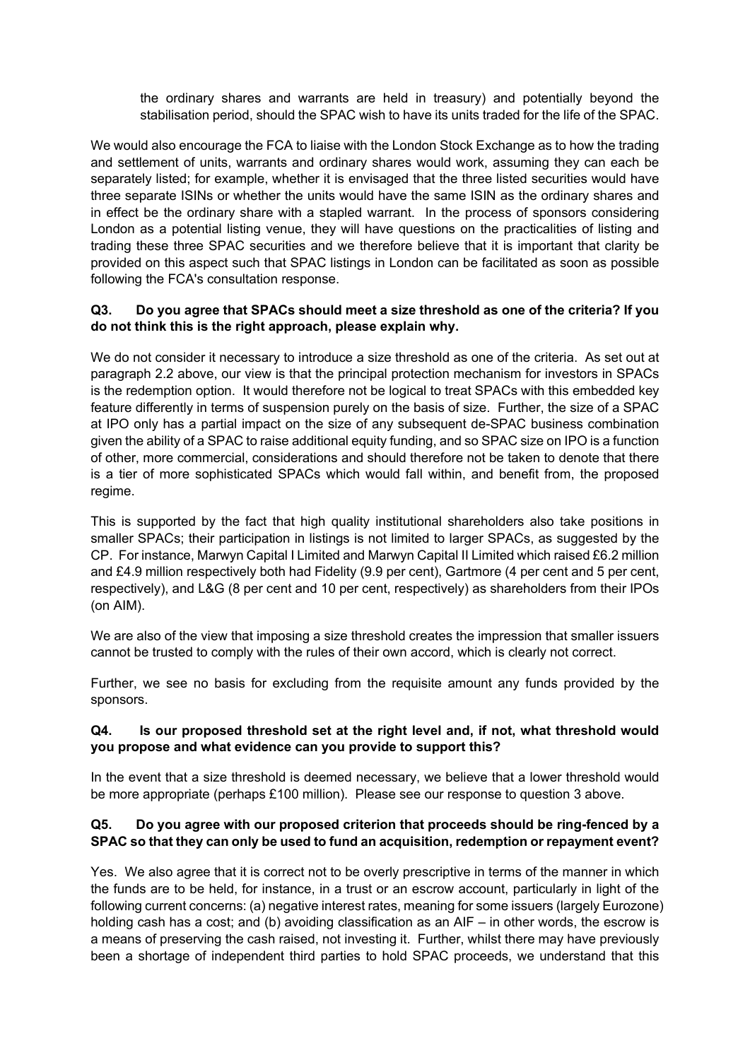the ordinary shares and warrants are held in treasury) and potentially beyond the stabilisation period, should the SPAC wish to have its units traded for the life of the SPAC.

We would also encourage the FCA to liaise with the London Stock Exchange as to how the trading and settlement of units, warrants and ordinary shares would work, assuming they can each be separately listed; for example, whether it is envisaged that the three listed securities would have three separate ISINs or whether the units would have the same ISIN as the ordinary shares and in effect be the ordinary share with a stapled warrant. In the process of sponsors considering London as a potential listing venue, they will have questions on the practicalities of listing and trading these three SPAC securities and we therefore believe that it is important that clarity be provided on this aspect such that SPAC listings in London can be facilitated as soon as possible following the FCA's consultation response.

**Q3. Do you agree that SPACs should meet a size threshold as one of the criteria? If you do not think this is the right approach, please explain why.**

We do not consider it necessary to introduce a size threshold as one of the criteria. As set out at paragraph 2.2 above, our view is that the principal protection mechanism for investors in SPACs is the redemption option. It would therefore not be logical to treat SPACs with this embedded key feature differently in terms of suspension purely on the basis of size. Further, the size of a SPAC at IPO only has a partial impact on the size of any subsequent de-SPAC business combination given the ability of a SPAC to raise additional equity funding, and so SPAC size on IPO is a function of other, more commercial, considerations and should therefore not be taken to denote that there is a tier of more sophisticated SPACs which would fall within, and benefit from, the proposed regime.

This is supported by the fact that high quality institutional shareholders also take positions in smaller SPACs; their participation in listings is not limited to larger SPACs, as suggested by the CP. For instance, Marwyn Capital I Limited and Marwyn Capital II Limited which raised £6.2 million and £4.9 million respectively both had Fidelity (9.9 per cent), Gartmore (4 per cent and 5 per cent, respectively), and L&G (8 per cent and 10 per cent, respectively) as shareholders from their IPOs (on AIM).

We are also of the view that imposing a size threshold creates the impression that smaller issuers cannot be trusted to comply with the rules of their own accord, which is clearly not correct.

Further, we see no basis for excluding from the requisite amount any funds provided by the sponsors.

**Q4. Is our proposed threshold set at the right level and, if not, what threshold would you propose and what evidence can you provide to support this?**

In the event that a size threshold is deemed necessary, we believe that a lower threshold would be more appropriate (perhaps £100 million). Please see our response to question 3 above.

**Q5. Do you agree with our proposed criterion that proceeds should be ring-fenced by a SPAC so that they can only be used to fund an acquisition, redemption or repayment event?**

Yes. We also agree that it is correct not to be overly prescriptive in terms of the manner in which the funds are to be held, for instance, in a trust or an escrow account, particularly in light of the following current concerns: (a) negative interest rates, meaning for some issuers (largely Eurozone) holding cash has a cost; and (b) avoiding classification as an AIF – in other words, the escrow is a means of preserving the cash raised, not investing it. Further, whilst there may have previously been a shortage of independent third parties to hold SPAC proceeds, we understand that this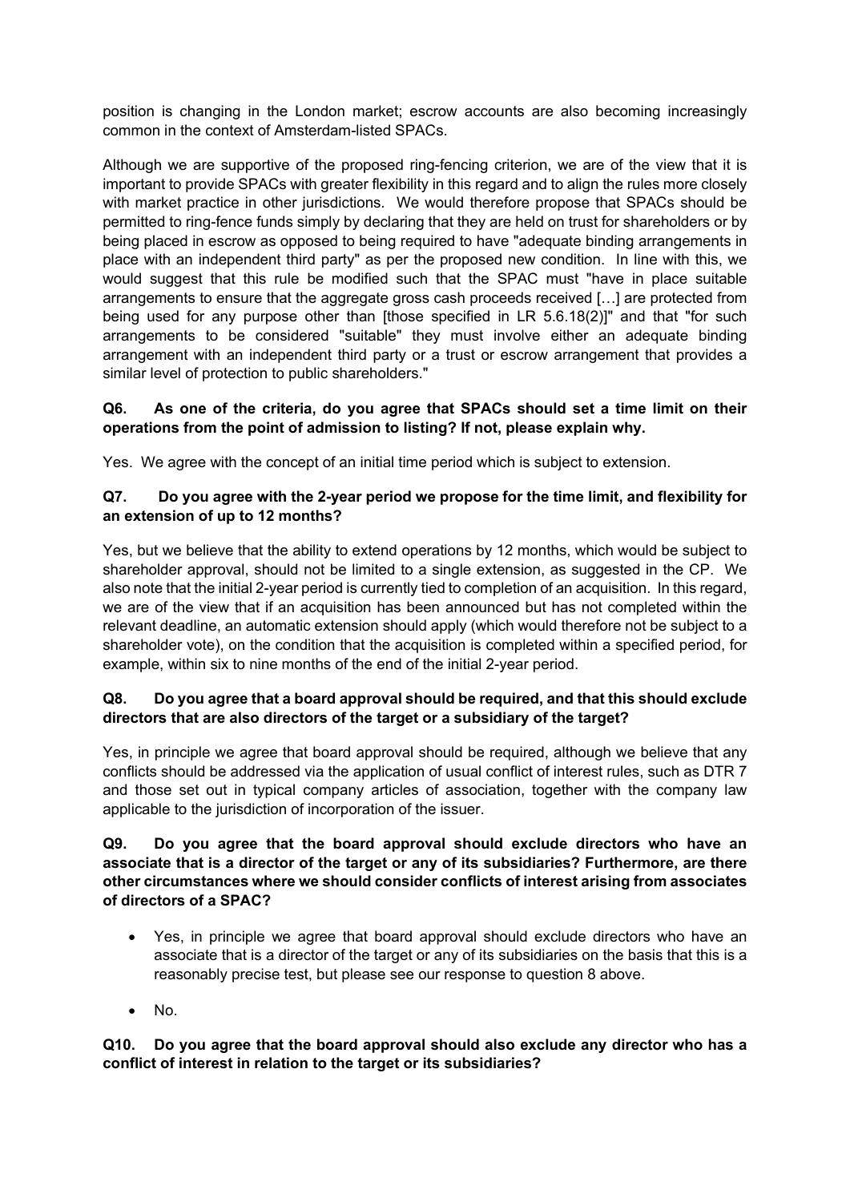position is changing in the London market; escrow accounts are also becoming increasingly common in the context of Amsterdam-listed SPACs.

Although we are supportive of the proposed ring-fencing criterion, we are of the view that it is important to provide SPACs with greater flexibility in this regard and to align the rules more closely with market practice in other jurisdictions. We would therefore propose that SPACs should be permitted to ring-fence funds simply by declaring that they are held on trust for shareholders or by being placed in escrow as opposed to being required to have "adequate binding arrangements in place with an independent third party" as per the proposed new condition. In line with this, we would suggest that this rule be modified such that the SPAC must "have in place suitable arrangements to ensure that the aggregate gross cash proceeds received […] are protected from being used for any purpose other than [those specified in LR 5.6.18(2)]" and that "for such arrangements to be considered "suitable" they must involve either an adequate binding arrangement with an independent third party or a trust or escrow arrangement that provides a similar level of protection to public shareholders."

**Q6. As one of the criteria, do you agree that SPACs should set a time limit on their operations from the point of admission to listing? If not, please explain why.**

Yes. We agree with the concept of an initial time period which is subject to extension.

**Q7. Do you agree with the 2-year period we propose for the time limit, and flexibility for an extension of up to 12 months?**

Yes, but we believe that the ability to extend operations by 12 months, which would be subject to shareholder approval, should not be limited to a single extension, as suggested in the CP. We also note that the initial 2-year period is currently tied to completion of an acquisition. In this regard, we are of the view that if an acquisition has been announced but has not completed within the relevant deadline, an automatic extension should apply (which would therefore not be subject to a shareholder vote), on the condition that the acquisition is completed within a specified period, for example, within six to nine months of the end of the initial 2-year period.

**Q8. Do you agree that a board approval should be required, and that this should exclude directors that are also directors of the target or a subsidiary of the target?**

Yes, in principle we agree that board approval should be required, although we believe that any conflicts should be addressed via the application of usual conflict of interest rules, such as DTR 7 and those set out in typical company articles of association, together with the company law applicable to the jurisdiction of incorporation of the issuer.

**Q9. Do you agree that the board approval should exclude directors who have an associate that is a director of the target or any of its subsidiaries? Furthermore, are there other circumstances where we should consider conflicts of interest arising from associates of directors of a SPAC?**

- Yes, in principle we agree that board approval should exclude directors who have an associate that is a director of the target or any of its subsidiaries on the basis that this is a reasonably precise test, but please see our response to question 8 above.
- No.

**Q10. Do you agree that the board approval should also exclude any director who has a conflict of interest in relation to the target or its subsidiaries?**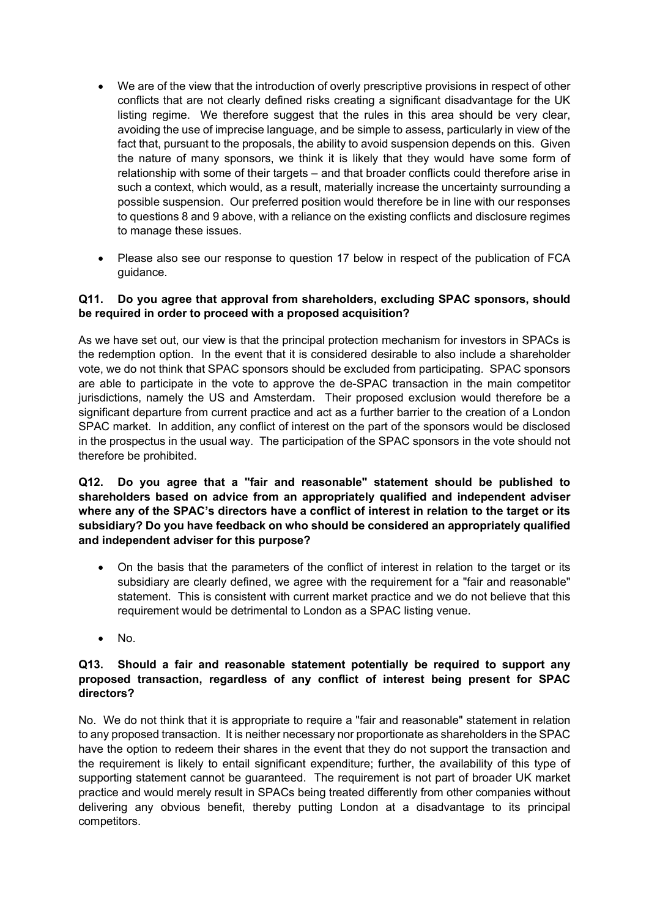- We are of the view that the introduction of overly prescriptive provisions in respect of other conflicts that are not clearly defined risks creating a significant disadvantage for the UK listing regime. We therefore suggest that the rules in this area should be very clear, avoiding the use of imprecise language, and be simple to assess, particularly in view of the fact that, pursuant to the proposals, the ability to avoid suspension depends on this. Given the nature of many sponsors, we think it is likely that they would have some form of relationship with some of their targets – and that broader conflicts could therefore arise in such a context, which would, as a result, materially increase the uncertainty surrounding a possible suspension. Our preferred position would therefore be in line with our responses to questions 8 and 9 above, with a reliance on the existing conflicts and disclosure regimes to manage these issues.
- Please also see our response to question 17 below in respect of the publication of FCA guidance.

**Q11. Do you agree that approval from shareholders, excluding SPAC sponsors, should be required in order to proceed with a proposed acquisition?**

As we have set out, our view is that the principal protection mechanism for investors in SPACs is the redemption option. In the event that it is considered desirable to also include a shareholder vote, we do not think that SPAC sponsors should be excluded from participating. SPAC sponsors are able to participate in the vote to approve the de-SPAC transaction in the main competitor jurisdictions, namely the US and Amsterdam. Their proposed exclusion would therefore be a significant departure from current practice and act as a further barrier to the creation of a London SPAC market. In addition, any conflict of interest on the part of the sponsors would be disclosed in the prospectus in the usual way. The participation of the SPAC sponsors in the vote should not therefore be prohibited.

**Q12. Do you agree that a "fair and reasonable" statement should be published to shareholders based on advice from an appropriately qualified and independent adviser where any of the SPAC's directors have a conflict of interest in relation to the target or its subsidiary? Do you have feedback on who should be considered an appropriately qualified and independent adviser for this purpose?**

- On the basis that the parameters of the conflict of interest in relation to the target or its subsidiary are clearly defined, we agree with the requirement for a "fair and reasonable" statement. This is consistent with current market practice and we do not believe that this requirement would be detrimental to London as a SPAC listing venue.
- No.

**Q13. Should a fair and reasonable statement potentially be required to support any proposed transaction, regardless of any conflict of interest being present for SPAC directors?**

No. We do not think that it is appropriate to require a "fair and reasonable" statement in relation to any proposed transaction. It is neither necessary nor proportionate as shareholders in the SPAC have the option to redeem their shares in the event that they do not support the transaction and the requirement is likely to entail significant expenditure; further, the availability of this type of supporting statement cannot be guaranteed. The requirement is not part of broader UK market practice and would merely result in SPACs being treated differently from other companies without delivering any obvious benefit, thereby putting London at a disadvantage to its principal competitors.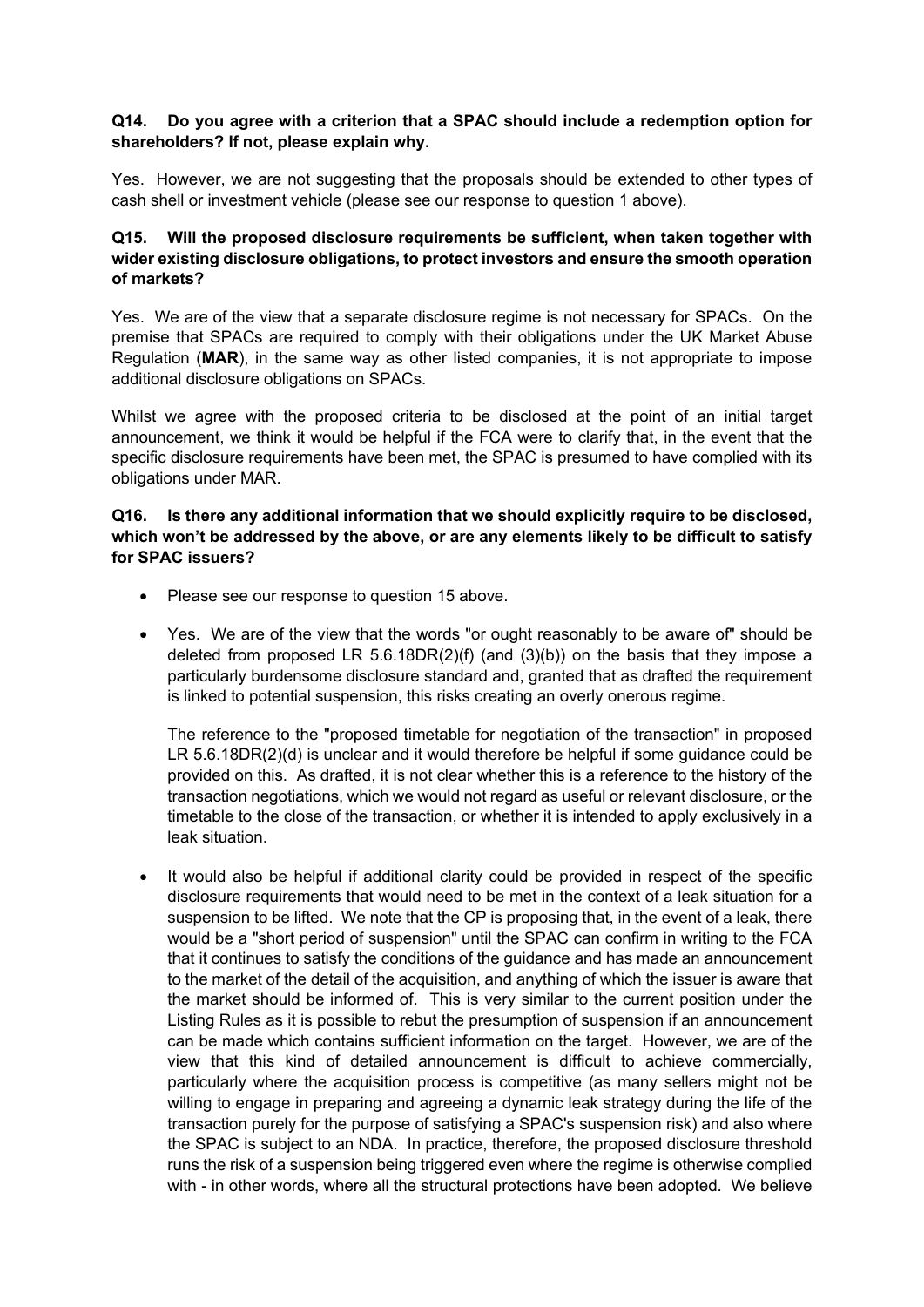**Q14. Do you agree with a criterion that a SPAC should include a redemption option for shareholders? If not, please explain why.**

Yes. However, we are not suggesting that the proposals should be extended to other types of cash shell or investment vehicle (please see our response to question 1 above).

**Q15. Will the proposed disclosure requirements be sufficient, when taken together with wider existing disclosure obligations, to protect investors and ensure the smooth operation of markets?**

Yes. We are of the view that a separate disclosure regime is not necessary for SPACs. On the premise that SPACs are required to comply with their obligations under the UK Market Abuse Regulation (**MAR**), in the same way as other listed companies, it is not appropriate to impose additional disclosure obligations on SPACs.

Whilst we agree with the proposed criteria to be disclosed at the point of an initial target announcement, we think it would be helpful if the FCA were to clarify that, in the event that the specific disclosure requirements have been met, the SPAC is presumed to have complied with its obligations under MAR.

**Q16. Is there any additional information that we should explicitly require to be disclosed, which won't be addressed by the above, or are any elements likely to be difficult to satisfy for SPAC issuers?**

- Please see our response to question 15 above.
- Yes. We are of the view that the words "or ought reasonably to be aware of" should be deleted from proposed LR 5.6.18DR(2)(f) (and (3)(b)) on the basis that they impose a particularly burdensome disclosure standard and, granted that as drafted the requirement is linked to potential suspension, this risks creating an overly onerous regime.

  The reference to the "proposed timetable for negotiation of the transaction" in proposed LR 5.6.18DR(2)(d) is unclear and it would therefore be helpful if some guidance could be provided on this. As drafted, it is not clear whether this is a reference to the history of the transaction negotiations, which we would not regard as useful or relevant disclosure, or the timetable to the close of the transaction, or whether it is intended to apply exclusively in a leak situation.
- It would also be helpful if additional clarity could be provided in respect of the specific disclosure requirements that would need to be met in the context of a leak situation for a suspension to be lifted. We note that the CP is proposing that, in the event of a leak, there would be a "short period of suspension" until the SPAC can confirm in writing to the FCA that it continues to satisfy the conditions of the guidance and has made an announcement to the market of the detail of the acquisition, and anything of which the issuer is aware that the market should be informed of. This is very similar to the current position under the Listing Rules as it is possible to rebut the presumption of suspension if an announcement can be made which contains sufficient information on the target. However, we are of the view that this kind of detailed announcement is difficult to achieve commercially, particularly where the acquisition process is competitive (as many sellers might not be willing to engage in preparing and agreeing a dynamic leak strategy during the life of the transaction purely for the purpose of satisfying a SPAC's suspension risk) and also where the SPAC is subject to an NDA. In practice, therefore, the proposed disclosure threshold runs the risk of a suspension being triggered even where the regime is otherwise complied with - in other words, where all the structural protections have been adopted. We believe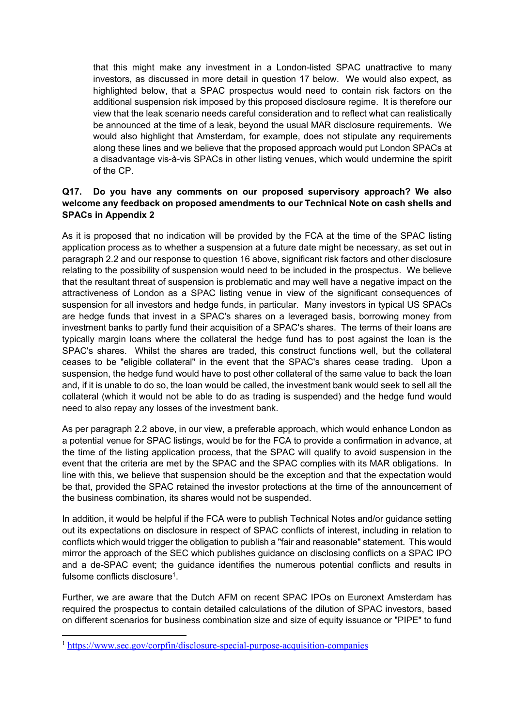that this might make any investment in a London-listed SPAC unattractive to many investors, as discussed in more detail in question 17 below. We would also expect, as highlighted below, that a SPAC prospectus would need to contain risk factors on the additional suspension risk imposed by this proposed disclosure regime. It is therefore our view that the leak scenario needs careful consideration and to reflect what can realistically be announced at the time of a leak, beyond the usual MAR disclosure requirements. We would also highlight that Amsterdam, for example, does not stipulate any requirements along these lines and we believe that the proposed approach would put London SPACs at a disadvantage vis-à-vis SPACs in other listing venues, which would undermine the spirit of the CP.

**Q17. Do you have any comments on our proposed supervisory approach? We also welcome any feedback on proposed amendments to our Technical Note on cash shells and SPACs in Appendix 2**

As it is proposed that no indication will be provided by the FCA at the time of the SPAC listing application process as to whether a suspension at a future date might be necessary, as set out in paragraph 2.2 and our response to question 16 above, significant risk factors and other disclosure relating to the possibility of suspension would need to be included in the prospectus. We believe that the resultant threat of suspension is problematic and may well have a negative impact on the attractiveness of London as a SPAC listing venue in view of the significant consequences of suspension for all investors and hedge funds, in particular. Many investors in typical US SPACs are hedge funds that invest in a SPAC's shares on a leveraged basis, borrowing money from investment banks to partly fund their acquisition of a SPAC's shares. The terms of their loans are typically margin loans where the collateral the hedge fund has to post against the loan is the SPAC's shares. Whilst the shares are traded, this construct functions well, but the collateral ceases to be "eligible collateral" in the event that the SPAC's shares cease trading. Upon a suspension, the hedge fund would have to post other collateral of the same value to back the loan and, if it is unable to do so, the loan would be called, the investment bank would seek to sell all the collateral (which it would not be able to do as trading is suspended) and the hedge fund would need to also repay any losses of the investment bank.

As per paragraph 2.2 above, in our view, a preferable approach, which would enhance London as a potential venue for SPAC listings, would be for the FCA to provide a confirmation in advance, at the time of the listing application process, that the SPAC will qualify to avoid suspension in the event that the criteria are met by the SPAC and the SPAC complies with its MAR obligations. In line with this, we believe that suspension should be the exception and that the expectation would be that, provided the SPAC retained the investor protections at the time of the announcement of the business combination, its shares would not be suspended.

In addition, it would be helpful if the FCA were to publish Technical Notes and/or guidance setting out its expectations on disclosure in respect of SPAC conflicts of interest, including in relation to conflicts which would trigger the obligation to publish a "fair and reasonable" statement. This would mirror the approach of the SEC which publishes guidance on disclosing conflicts on a SPAC IPO and a de-SPAC event; the guidance identifies the numerous potential conflicts and results in fulsome conflicts disclosure[1].

Further, we are aware that the Dutch AFM on recent SPAC IPOs on Euronext Amsterdam has required the prospectus to contain detailed calculations of the dilution of SPAC investors, based on different scenarios for business combination size and size of equity issuance or "PIPE" to fund

---

[1] https://www.sec.gov/corpfin/disclosure-special-purpose-acquisition-companies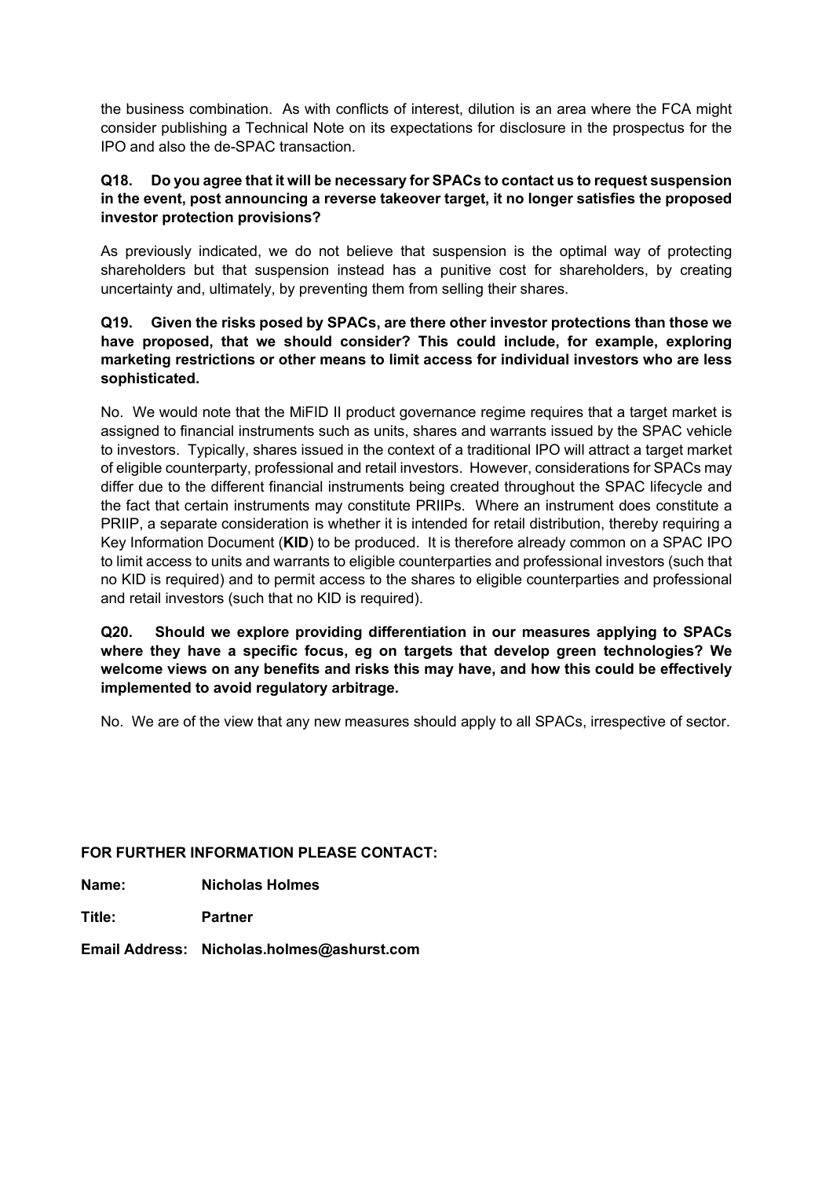the business combination. As with conflicts of interest, dilution is an area where the FCA might consider publishing a Technical Note on its expectations for disclosure in the prospectus for the IPO and also the de-SPAC transaction.

**Q18. Do you agree that it will be necessary for SPACs to contact us to request suspension in the event, post announcing a reverse takeover target, it no longer satisfies the proposed investor protection provisions?**

As previously indicated, we do not believe that suspension is the optimal way of protecting shareholders but that suspension instead has a punitive cost for shareholders, by creating uncertainty and, ultimately, by preventing them from selling their shares.

**Q19. Given the risks posed by SPACs, are there other investor protections than those we have proposed, that we should consider? This could include, for example, exploring marketing restrictions or other means to limit access for individual investors who are less sophisticated.**

No. We would note that the MiFID II product governance regime requires that a target market is assigned to financial instruments such as units, shares and warrants issued by the SPAC vehicle to investors. Typically, shares issued in the context of a traditional IPO will attract a target market of eligible counterparty, professional and retail investors. However, considerations for SPACs may differ due to the different financial instruments being created throughout the SPAC lifecycle and the fact that certain instruments may constitute PRIIPs. Where an instrument does constitute a PRIIP, a separate consideration is whether it is intended for retail distribution, thereby requiring a Key Information Document (**KID**) to be produced. It is therefore already common on a SPAC IPO to limit access to units and warrants to eligible counterparties and professional investors (such that no KID is required) and to permit access to the shares to eligible counterparties and professional and retail investors (such that no KID is required).

**Q20. Should we explore providing differentiation in our measures applying to SPACs where they have a specific focus, eg on targets that develop green technologies? We welcome views on any benefits and risks this may have, and how this could be effectively implemented to avoid regulatory arbitrage.**

No. We are of the view that any new measures should apply to all SPACs, irrespective of sector.

**FOR FURTHER INFORMATION PLEASE CONTACT:**

**Name:** **Nicholas Holmes**

**Title:** **Partner**

**Email Address:** **Nicholas.holmes@ashurst.com**